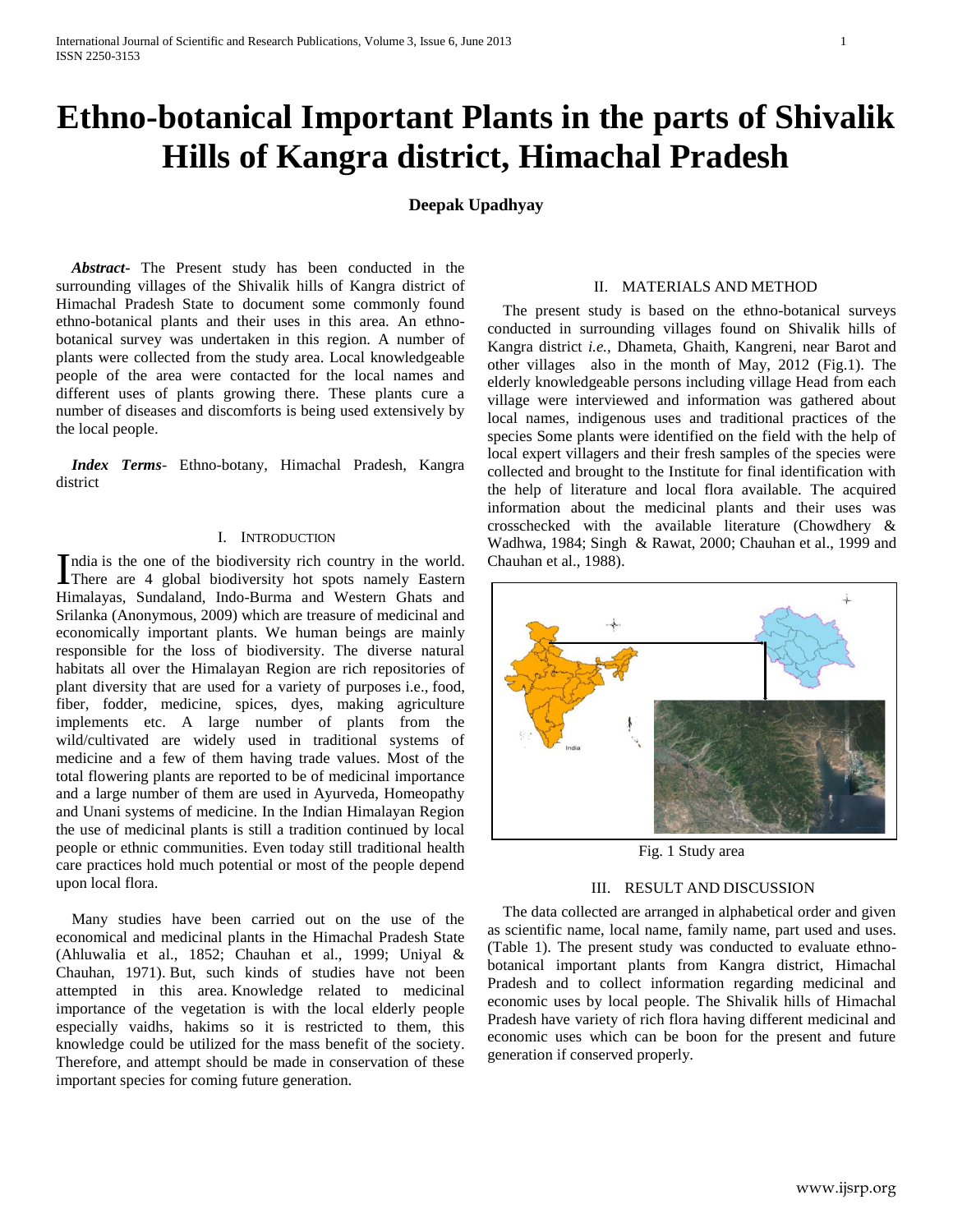# Ethno-botanical Important Plants in the parts of Shivalik Hills of Kangra district, Himachal Pradesh

**Deepak Upadhyay**

***Abstract-*** The Present study has been conducted in the surrounding villages of the Shivalik hills of Kangra district of Himachal Pradesh State to document some commonly found ethno-botanical plants and their uses in this area. An ethno-botanical survey was undertaken in this region. A number of plants were collected from the study area. Local knowledgeable people of the area were contacted for the local names and different uses of plants growing there. These plants cure a number of diseases and discomforts is being used extensively by the local people.

***Index Terms*-** Ethno-botany, Himachal Pradesh, Kangra district

## I. Introduction

India is the one of the biodiversity rich country in the world. There are 4 global biodiversity hot spots namely Eastern Himalayas, Sundaland, Indo-Burma and Western Ghats and Srilanka (Anonymous, 2009) which are treasure of medicinal and economically important plants. We human beings are mainly responsible for the loss of biodiversity. The diverse natural habitats all over the Himalayan Region are rich repositories of plant diversity that are used for a variety of purposes i.e., food, fiber, fodder, medicine, spices, dyes, making agriculture implements etc. A large number of plants from the wild/cultivated are widely used in traditional systems of medicine and a few of them having trade values. Most of the total flowering plants are reported to be of medicinal importance and a large number of them are used in Ayurveda, Homeopathy and Unani systems of medicine. In the Indian Himalayan Region the use of medicinal plants is still a tradition continued by local people or ethnic communities. Even today still traditional health care practices hold much potential or most of the people depend upon local flora.

Many studies have been carried out on the use of the economical and medicinal plants in the Himachal Pradesh State (Ahluwalia et al., 1852; Chauhan et al., 1999; Uniyal & Chauhan, 1971). But, such kinds of studies have not been attempted in this area. Knowledge related to medicinal importance of the vegetation is with the local elderly people especially vaidhs, hakims so it is restricted to them, this knowledge could be utilized for the mass benefit of the society. Therefore, and attempt should be made in conservation of these important species for coming future generation.

## II. Materials and Method

The present study is based on the ethno-botanical surveys conducted in surrounding villages found on Shivalik hills of Kangra district *i.e.,* Dhameta, Ghaith, Kangreni, near Barot and other villages also in the month of May, 2012 (Fig.1). The elderly knowledgeable persons including village Head from each village were interviewed and information was gathered about local names, indigenous uses and traditional practices of the species Some plants were identified on the field with the help of local expert villagers and their fresh samples of the species were collected and brought to the Institute for final identification with the help of literature and local flora available. The acquired information about the medicinal plants and their uses was crosschecked with the available literature (Chowdhery & Wadhwa, 1984; Singh & Rawat, 2000; Chauhan et al., 1999 and Chauhan et al., 1988).

Fig. 1 Study area

## III. Result and Discussion

The data collected are arranged in alphabetical order and given as scientific name, local name, family name, part used and uses. (Table 1). The present study was conducted to evaluate ethno-botanical important plants from Kangra district, Himachal Pradesh and to collect information regarding medicinal and economic uses by local people. The Shivalik hills of Himachal Pradesh have variety of rich flora having different medicinal and economic uses which can be boon for the present and future generation if conserved properly.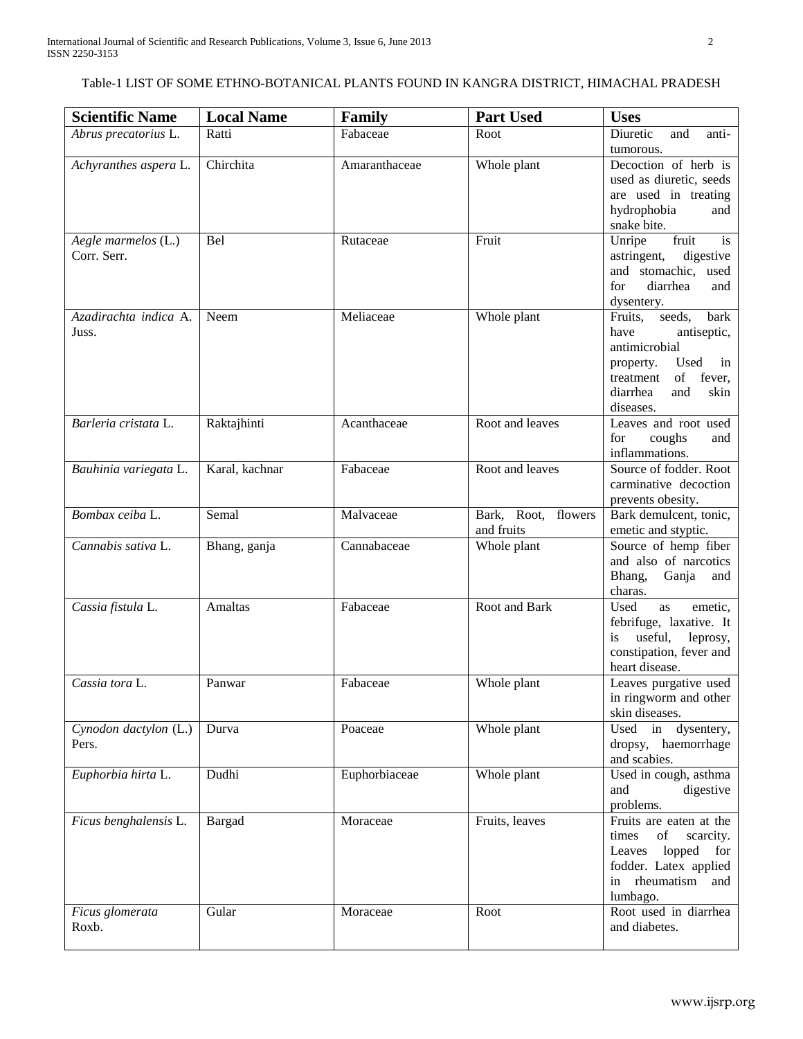Table-1 LIST OF SOME ETHNO-BOTANICAL PLANTS FOUND IN KANGRA DISTRICT, HIMACHAL PRADESH

| Scientific Name | Local Name | Family | Part Used | Uses |
|---|---|---|---|---|
| *Abrus precatorius* L. | Ratti | Fabaceae | Root | Diuretic and anti-tumorous. |
| *Achyranthes aspera* L. | Chirchita | Amaranthaceae | Whole plant | Decoction of herb is used as diuretic, seeds are used in treating hydrophobia and snake bite. |
| *Aegle marmelos* (L.) Corr. Serr. | Bel | Rutaceae | Fruit | Unripe fruit is astringent, digestive and stomachic, used for diarrhea and dysentery. |
| *Azadirachta indica* A. Juss. | Neem | Meliaceae | Whole plant | Fruits, seeds, bark have antiseptic, antimicrobial property. Used in treatment of fever, diarrhea and skin diseases. |
| *Barleria cristata* L. | Raktajhinti | Acanthaceae | Root and leaves | Leaves and root used for coughs and inflammations. |
| *Bauhinia variegata* L. | Karal, kachnar | Fabaceae | Root and leaves | Source of fodder. Root carminative decoction prevents obesity. |
| *Bombax ceiba* L. | Semal | Malvaceae | Bark, Root, flowers and fruits | Bark demulcent, tonic, emetic and styptic. |
| *Cannabis sativa* L. | Bhang, ganja | Cannabaceae | Whole plant | Source of hemp fiber and also of narcotics Bhang, Ganja and charas. |
| *Cassia fistula* L. | Amaltas | Fabaceae | Root and Bark | Used as emetic, febrifuge, laxative. It is useful, leprosy, constipation, fever and heart disease. |
| *Cassia tora* L. | Panwar | Fabaceae | Whole plant | Leaves purgative used in ringworm and other skin diseases. |
| *Cynodon dactylon* (L.) Pers. | Durva | Poaceae | Whole plant | Used in dysentery, dropsy, haemorrhage and scabies. |
| *Euphorbia hirta* L. | Dudhi | Euphorbiaceae | Whole plant | Used in cough, asthma and digestive problems. |
| *Ficus benghalensis* L. | Bargad | Moraceae | Fruits, leaves | Fruits are eaten at the times of scarcity. Leaves lopped for fodder. Latex applied in rheumatism and lumbago. |
| *Ficus glomerata* Roxb. | Gular | Moraceae | Root | Root used in diarrhea and diabetes. |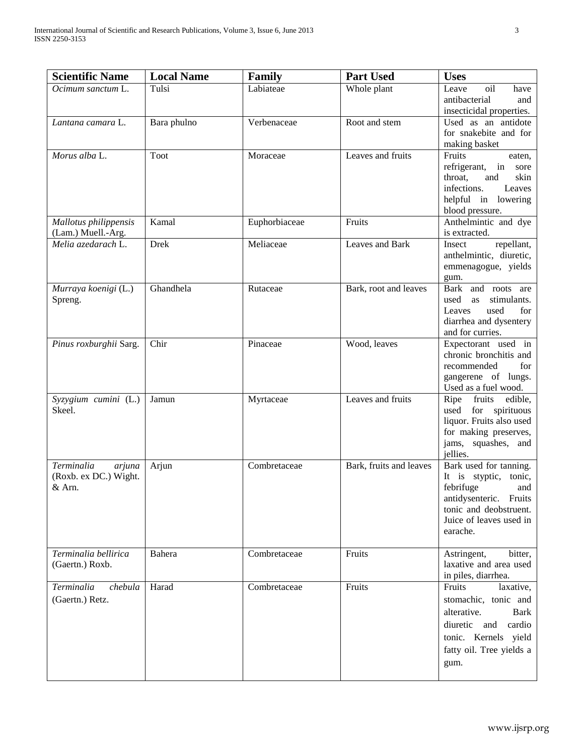| **Scientific Name** | **Local Name** | **Family** | **Part Used** | **Uses** |
|---|---|---|---|---|
| *Ocimum sanctum* L. | Tulsi | Labiateae | Whole plant | Leave oil have antibacterial and insecticidal properties. |
| *Lantana camara* L. | Bara phulno | Verbenaceae | Root and stem | Used as an antidote for snakebite and for making basket |
| *Morus alba* L. | Toot | Moraceae | Leaves and fruits | Fruits eaten, refrigerant, in sore throat, and skin infections. Leaves helpful in lowering blood pressure. |
| *Mallotus philippensis* (Lam.) Muell.-Arg. | Kamal | Euphorbiaceae | Fruits | Anthelmintic and dye is extracted. |
| *Melia azedarach* L. | Drek | Meliaceae | Leaves and Bark | Insect repellant, anthelmintic, diuretic, emmenagogue, yields gum. |
| *Murraya koenigi* (L.) Spreng. | Ghandhela | Rutaceae | Bark, root and leaves | Bark and roots are used as stimulants. Leaves used for diarrhea and dysentery and for curries. |
| *Pinus roxburghii* Sarg. | Chir | Pinaceae | Wood, leaves | Expectorant used in chronic bronchitis and recommended for gangerene of lungs. Used as a fuel wood. |
| *Syzygium cumini* (L.) Skeel. | Jamun | Myrtaceae | Leaves and fruits | Ripe fruits edible, used for spirituous liquor. Fruits also used for making preserves, jams, squashes, and jellies. |
| *Terminalia arjuna* (Roxb. ex DC.) Wight. & Arn. | Arjun | Combretaceae | Bark, fruits and leaves | Bark used for tanning. It is styptic, tonic, febrifuge and antidysenteric. Fruits tonic and deobstruent. Juice of leaves used in earache. |
| *Terminalia bellirica* (Gaertn.) Roxb. | Bahera | Combretaceae | Fruits | Astringent, bitter, laxative and area used in piles, diarrhea. |
| *Terminalia chebula* (Gaertn.) Retz. | Harad | Combretaceae | Fruits | Fruits laxative, stomachic, tonic and alterative. Bark diuretic and cardio tonic. Kernels yield fatty oil. Tree yields a gum. |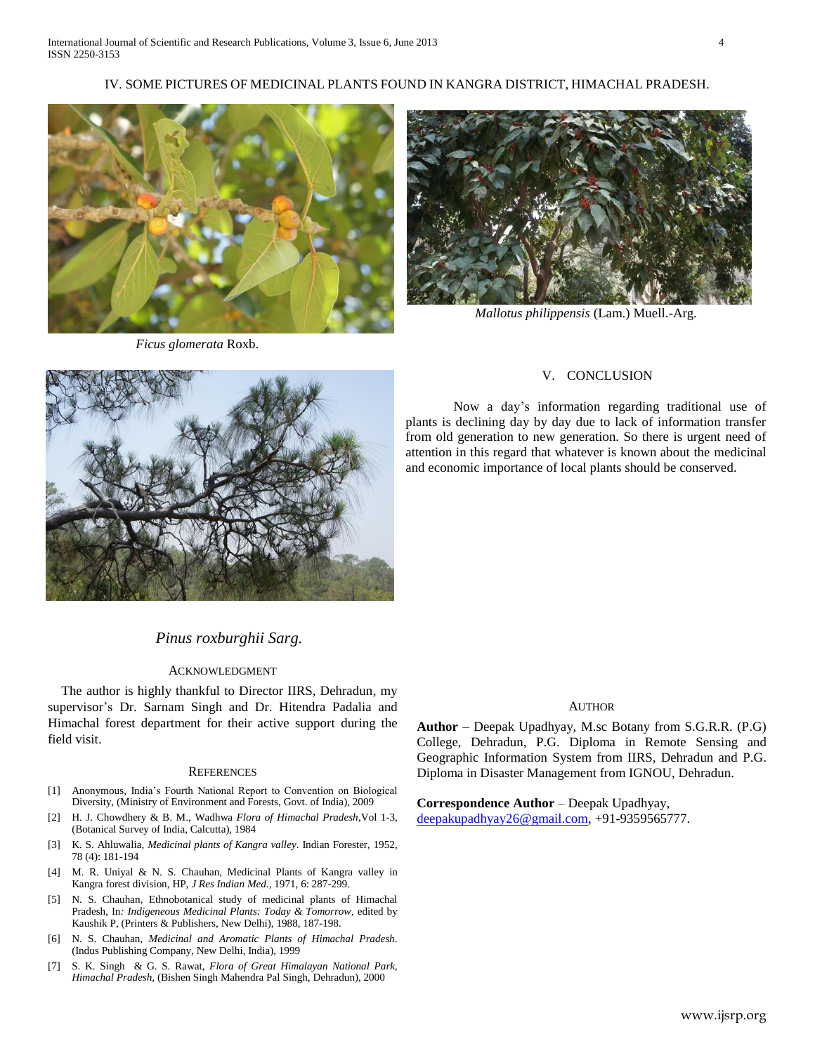## IV. SOME PICTURES OF MEDICINAL PLANTS FOUND IN KANGRA DISTRICT, HIMACHAL PRADESH.

*Ficus glomerata* Roxb.

*Mallotus philippensis* (Lam.) Muell.-Arg.

*Pinus roxburghii Sarg.*

## V. CONCLUSION

Now a day's information regarding traditional use of plants is declining day by day due to lack of information transfer from old generation to new generation. So there is urgent need of attention in this regard that whatever is known about the medicinal and economic importance of local plants should be conserved.

## ACKNOWLEDGMENT

The author is highly thankful to Director IIRS, Dehradun, my supervisor's Dr. Sarnam Singh and Dr. Hitendra Padalia and Himachal forest department for their active support during the field visit.

## REFERENCES

[1] Anonymous, India's Fourth National Report to Convention on Biological Diversity, (Ministry of Environment and Forests, Govt. of India), 2009

[2] H. J. Chowdhery & B. M., Wadhwa *Flora of Himachal Pradesh*,Vol 1-3, (Botanical Survey of India, Calcutta), 1984

[3] K. S. Ahluwalia, *Medicinal plants of Kangra valley*. Indian Forester, 1952, 78 (4): 181-194

[4] M. R. Uniyal & N. S. Chauhan, Medicinal Plants of Kangra valley in Kangra forest division, HP, *J Res Indian Med*., 1971, 6: 287-299.

[5] N. S. Chauhan, Ethnobotanical study of medicinal plants of Himachal Pradesh, In*: Indigeneous Medicinal Plants: Today & Tomorrow*, edited by Kaushik P, (Printers & Publishers, New Delhi), 1988, 187-198.

[6] N. S. Chauhan, *Medicinal and Aromatic Plants of Himachal Pradesh*. (Indus Publishing Company, New Delhi, India), 1999

[7] S. K. Singh & G. S. Rawat, *Flora of Great Himalayan National Park, Himachal Pradesh*, (Bishen Singh Mahendra Pal Singh, Dehradun), 2000

## AUTHOR

**Author** – Deepak Upadhyay, M.sc Botany from S.G.R.R. (P.G) College, Dehradun, P.G. Diploma in Remote Sensing and Geographic Information System from IIRS, Dehradun and P.G. Diploma in Disaster Management from IGNOU, Dehradun.

**Correspondence Author** – Deepak Upadhyay, deepakupadhyay26@gmail.com, +91-9359565777.